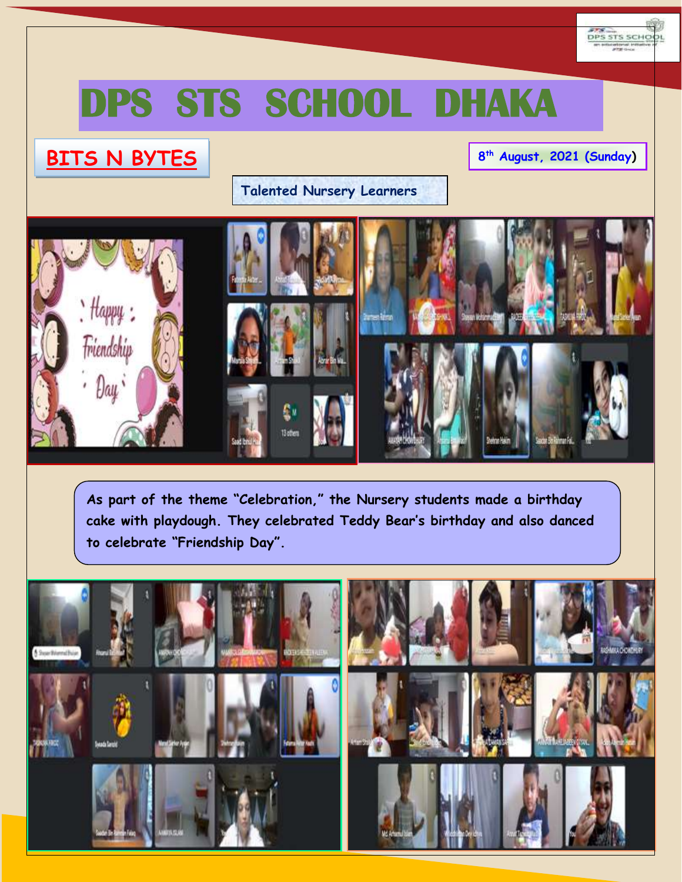# DPS STS SCHOOL DHAKA

## BITS N BYTES

8th August, 2021 (Sunday)

**Talented Nursery Learners**

As part of the theme "Celebration," the Nursery students made a birthday cake with playdough. They celebrated Teddy Bear's birthday and also danced to celebrate "Friendship Day".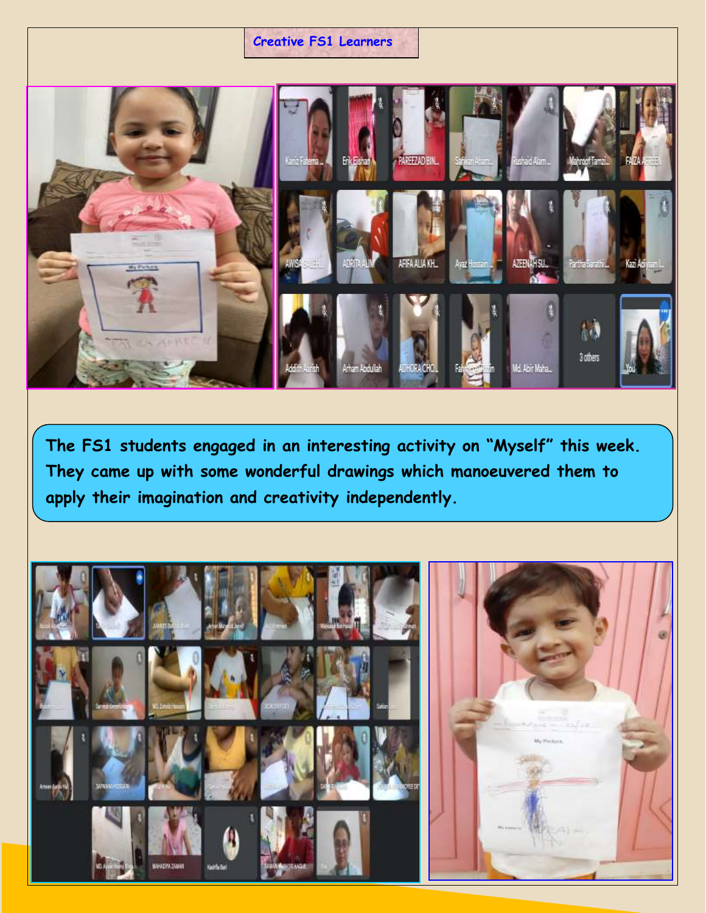## Creative FS1 Learners

The FS1 students engaged in an interesting activity on "Myself" this week. They came up with some wonderful drawings which manoeuvered them to apply their imagination and creativity independently.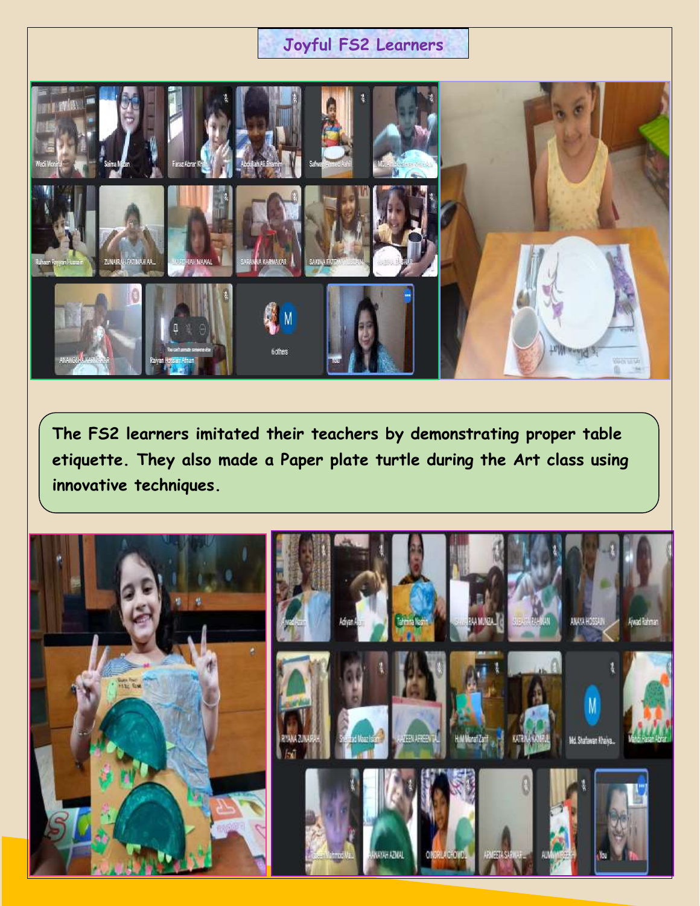# Joyful FS2 Learners

The FS2 learners imitated their teachers by demonstrating proper table etiquette. They also made a Paper plate turtle during the Art class using innovative techniques.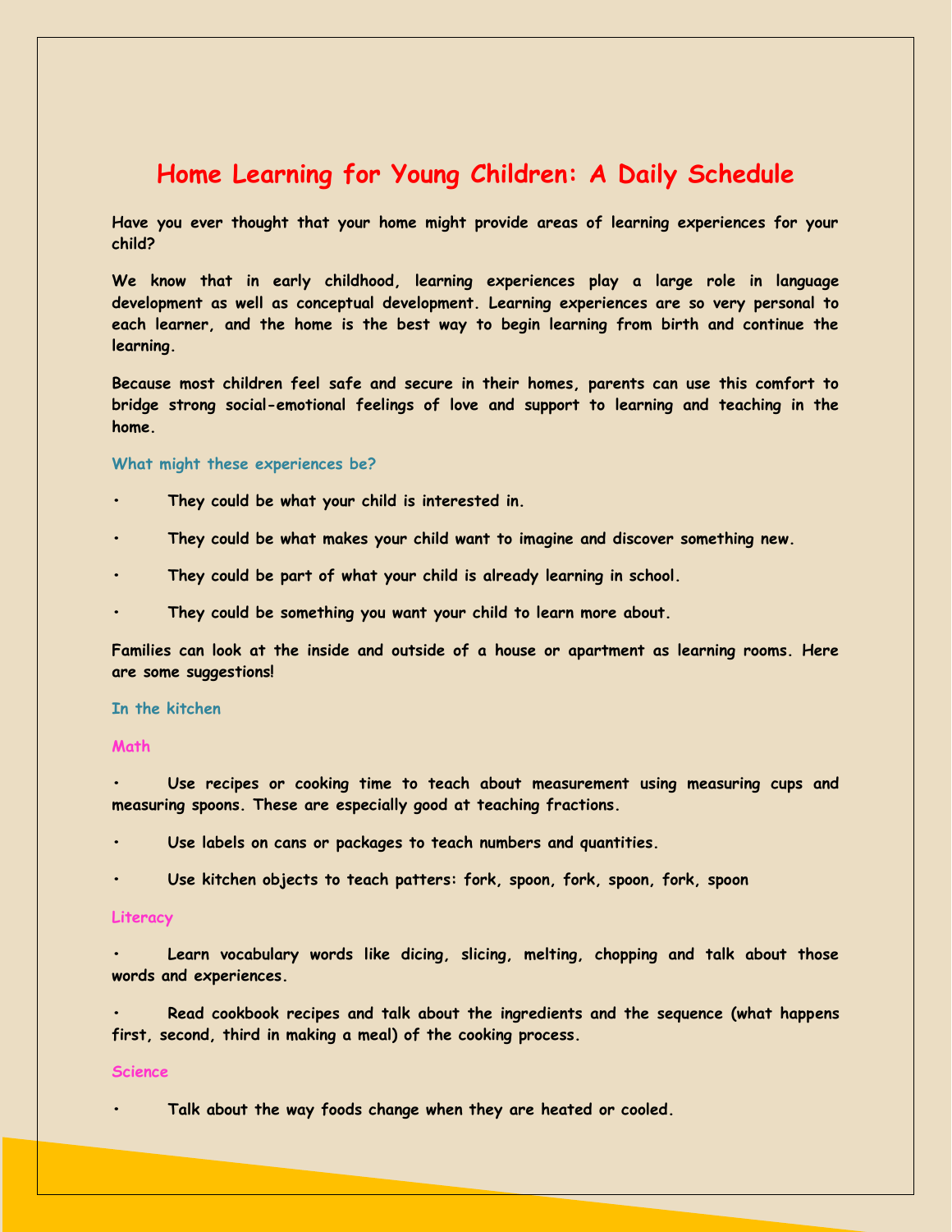# Home Learning for Young Children: A Daily Schedule

**Have you ever thought that your home might provide areas of learning experiences for your child?**

**We know that in early childhood, learning experiences play a large role in language development as well as conceptual development. Learning experiences are so very personal to each learner, and the home is the best way to begin learning from birth and continue the learning.**

**Because most children feel safe and secure in their homes, parents can use this comfort to bridge strong social-emotional feelings of love and support to learning and teaching in the home.**

## What might these experiences be?

- They could be what your child is interested in.
- They could be what makes your child want to imagine and discover something new.
- They could be part of what your child is already learning in school.
- They could be something you want your child to learn more about.

**Families can look at the inside and outside of a house or apartment as learning rooms. Here are some suggestions!**

## In the kitchen

### Math

- Use recipes or cooking time to teach about measurement using measuring cups and measuring spoons. These are especially good at teaching fractions.
- Use labels on cans or packages to teach numbers and quantities.
- Use kitchen objects to teach patters: fork, spoon, fork, spoon, fork, spoon

### Literacy

- Learn vocabulary words like dicing, slicing, melting, chopping and talk about those words and experiences.
- Read cookbook recipes and talk about the ingredients and the sequence (what happens first, second, third in making a meal) of the cooking process.

### Science

- Talk about the way foods change when they are heated or cooled.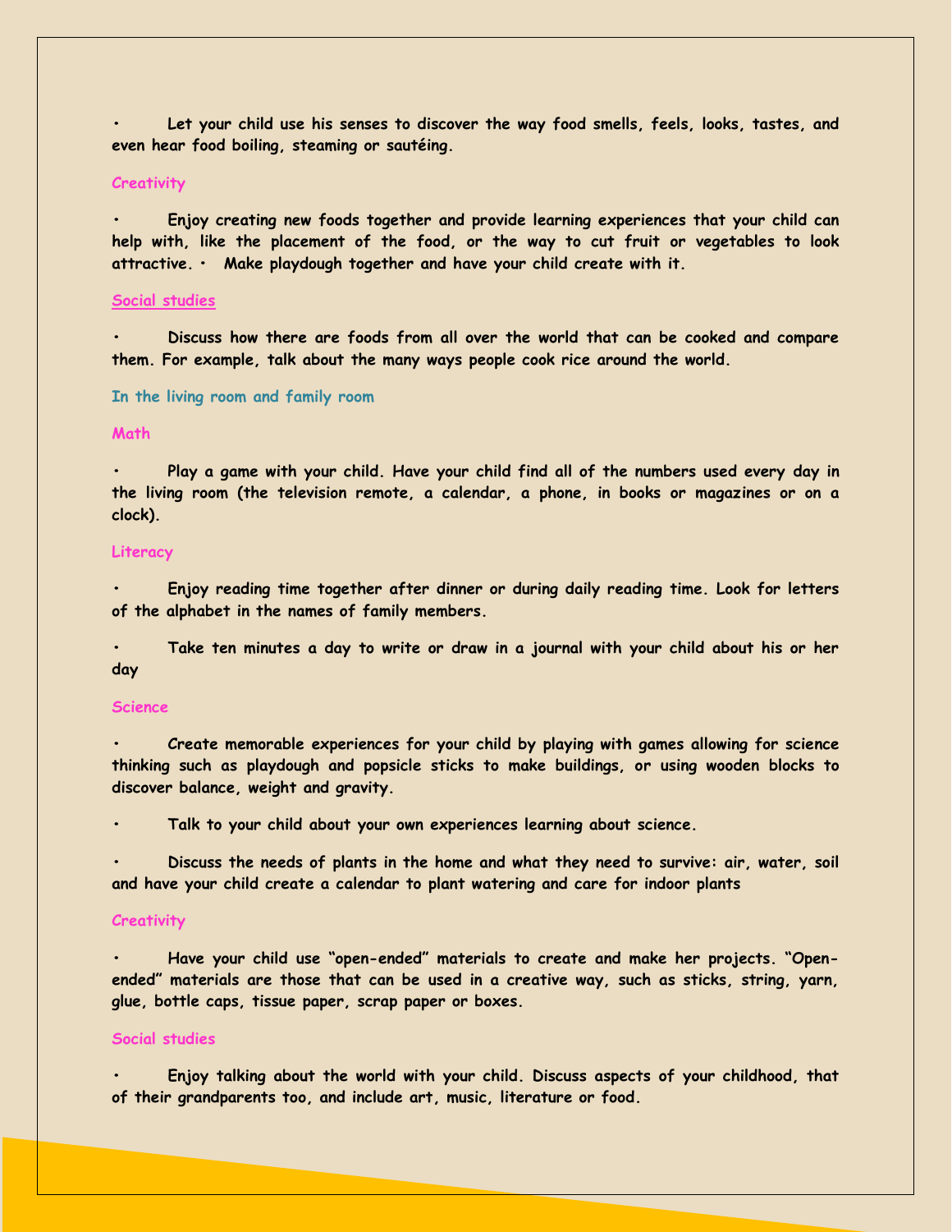- Let your child use his senses to discover the way food smells, feels, looks, tastes, and even hear food boiling, steaming or sautéing.

### Creativity

- Enjoy creating new foods together and provide learning experiences that your child can help with, like the placement of the food, or the way to cut fruit or vegetables to look attractive. • Make playdough together and have your child create with it.

### Social studies

- Discuss how there are foods from all over the world that can be cooked and compare them. For example, talk about the many ways people cook rice around the world.

## In the living room and family room

### Math

- Play a game with your child. Have your child find all of the numbers used every day in the living room (the television remote, a calendar, a phone, in books or magazines or on a clock).

### Literacy

- Enjoy reading time together after dinner or during daily reading time. Look for letters of the alphabet in the names of family members.
- Take ten minutes a day to write or draw in a journal with your child about his or her day

### Science

- Create memorable experiences for your child by playing with games allowing for science thinking such as playdough and popsicle sticks to make buildings, or using wooden blocks to discover balance, weight and gravity.
- Talk to your child about your own experiences learning about science.
- Discuss the needs of plants in the home and what they need to survive: air, water, soil and have your child create a calendar to plant watering and care for indoor plants

### Creativity

- Have your child use "open-ended" materials to create and make her projects. "Open-ended" materials are those that can be used in a creative way, such as sticks, string, yarn, glue, bottle caps, tissue paper, scrap paper or boxes.

### Social studies

- Enjoy talking about the world with your child. Discuss aspects of your childhood, that of their grandparents too, and include art, music, literature or food.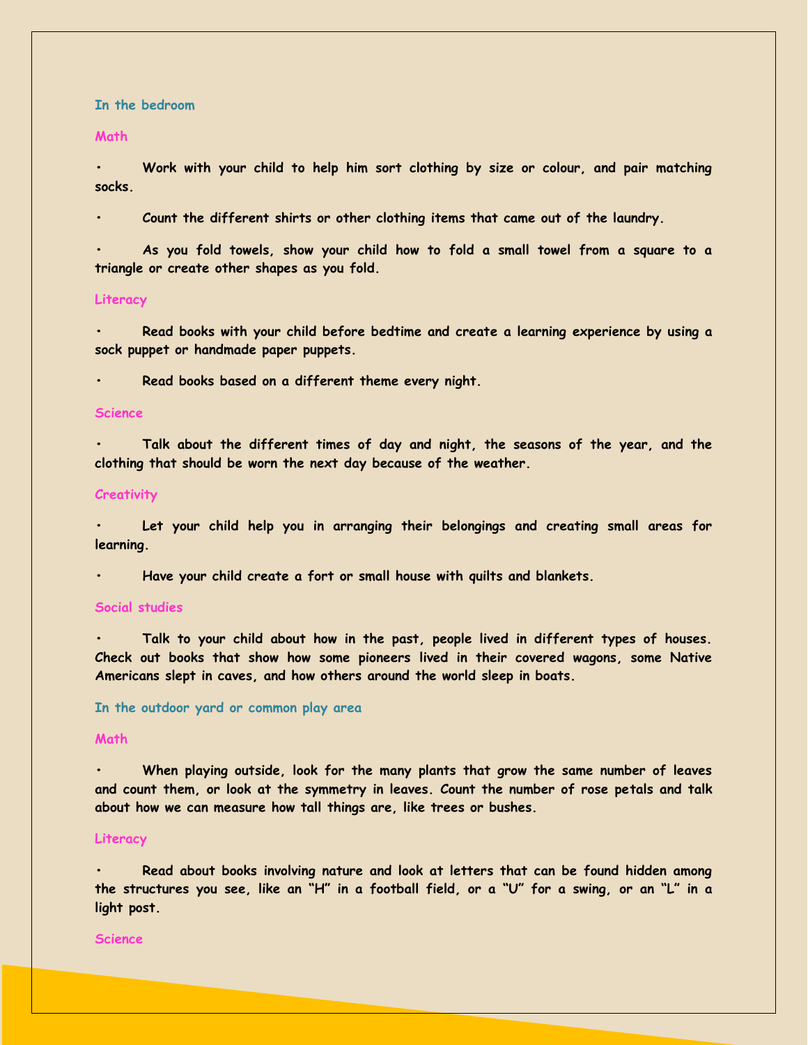## In the bedroom

### Math

- Work with your child to help him sort clothing by size or colour, and pair matching socks.
- Count the different shirts or other clothing items that came out of the laundry.
- As you fold towels, show your child how to fold a small towel from a square to a triangle or create other shapes as you fold.

### Literacy

- Read books with your child before bedtime and create a learning experience by using a sock puppet or handmade paper puppets.
- Read books based on a different theme every night.

### Science

- Talk about the different times of day and night, the seasons of the year, and the clothing that should be worn the next day because of the weather.

### Creativity

- Let your child help you in arranging their belongings and creating small areas for learning.
- Have your child create a fort or small house with quilts and blankets.

### Social studies

- Talk to your child about how in the past, people lived in different types of houses. Check out books that show how some pioneers lived in their covered wagons, some Native Americans slept in caves, and how others around the world sleep in boats.

## In the outdoor yard or common play area

### Math

- When playing outside, look for the many plants that grow the same number of leaves and count them, or look at the symmetry in leaves. Count the number of rose petals and talk about how we can measure how tall things are, like trees or bushes.

### Literacy

- Read about books involving nature and look at letters that can be found hidden among the structures you see, like an "H" in a football field, or a "U" for a swing, or an "L" in a light post.

### Science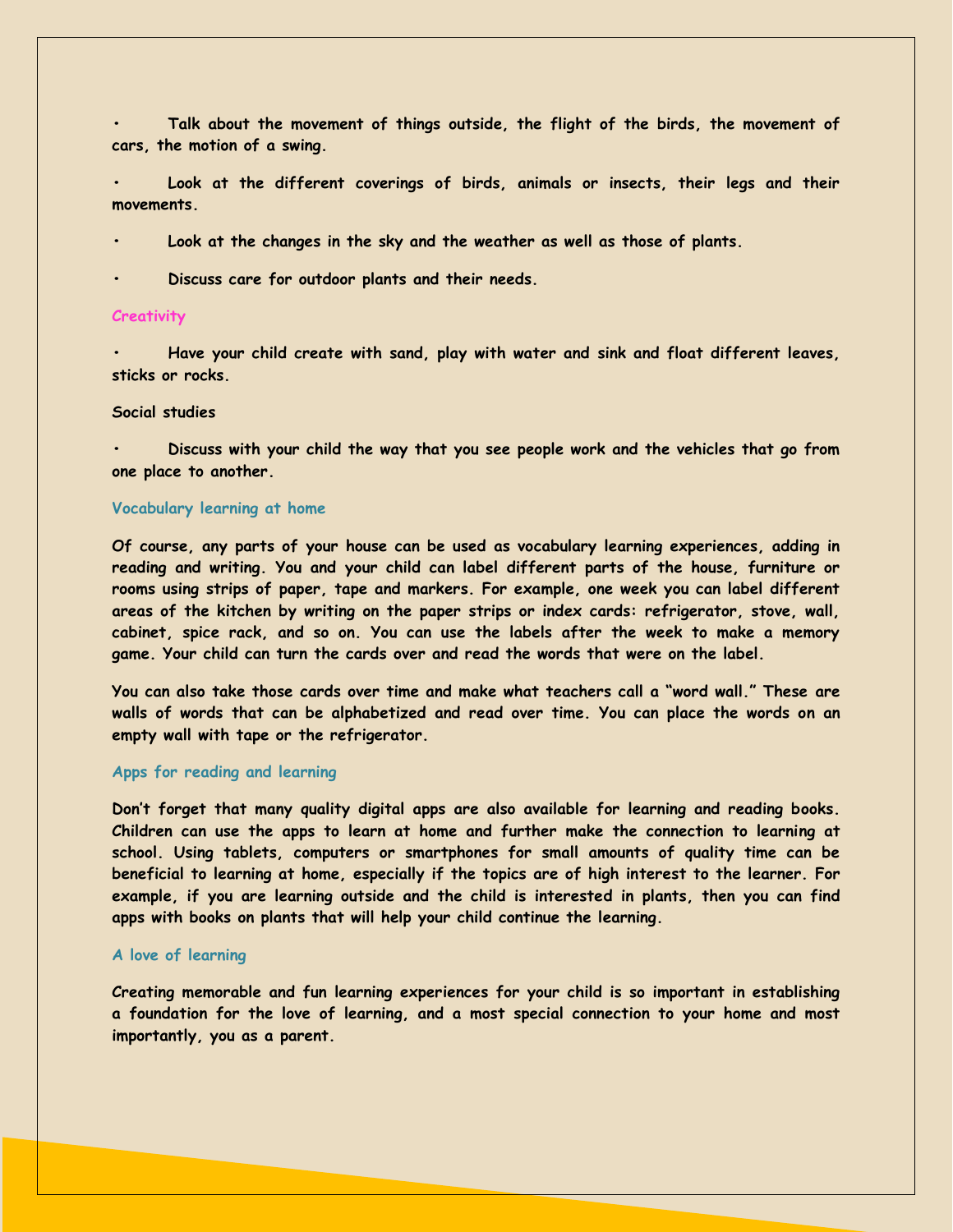- Talk about the movement of things outside, the flight of the birds, the movement of cars, the motion of a swing.
- Look at the different coverings of birds, animals or insects, their legs and their movements.
- Look at the changes in the sky and the weather as well as those of plants.
- Discuss care for outdoor plants and their needs.

### Creativity

- Have your child create with sand, play with water and sink and float different leaves, sticks or rocks.

### Social studies

- Discuss with your child the way that you see people work and the vehicles that go from one place to another.

### Vocabulary learning at home

Of course, any parts of your house can be used as vocabulary learning experiences, adding in reading and writing. You and your child can label different parts of the house, furniture or rooms using strips of paper, tape and markers. For example, one week you can label different areas of the kitchen by writing on the paper strips or index cards: refrigerator, stove, wall, cabinet, spice rack, and so on. You can use the labels after the week to make a memory game. Your child can turn the cards over and read the words that were on the label.

You can also take those cards over time and make what teachers call a "word wall." These are walls of words that can be alphabetized and read over time. You can place the words on an empty wall with tape or the refrigerator.

### Apps for reading and learning

Don't forget that many quality digital apps are also available for learning and reading books. Children can use the apps to learn at home and further make the connection to learning at school. Using tablets, computers or smartphones for small amounts of quality time can be beneficial to learning at home, especially if the topics are of high interest to the learner. For example, if you are learning outside and the child is interested in plants, then you can find apps with books on plants that will help your child continue the learning.

### A love of learning

Creating memorable and fun learning experiences for your child is so important in establishing a foundation for the love of learning, and a most special connection to your home and most importantly, you as a parent.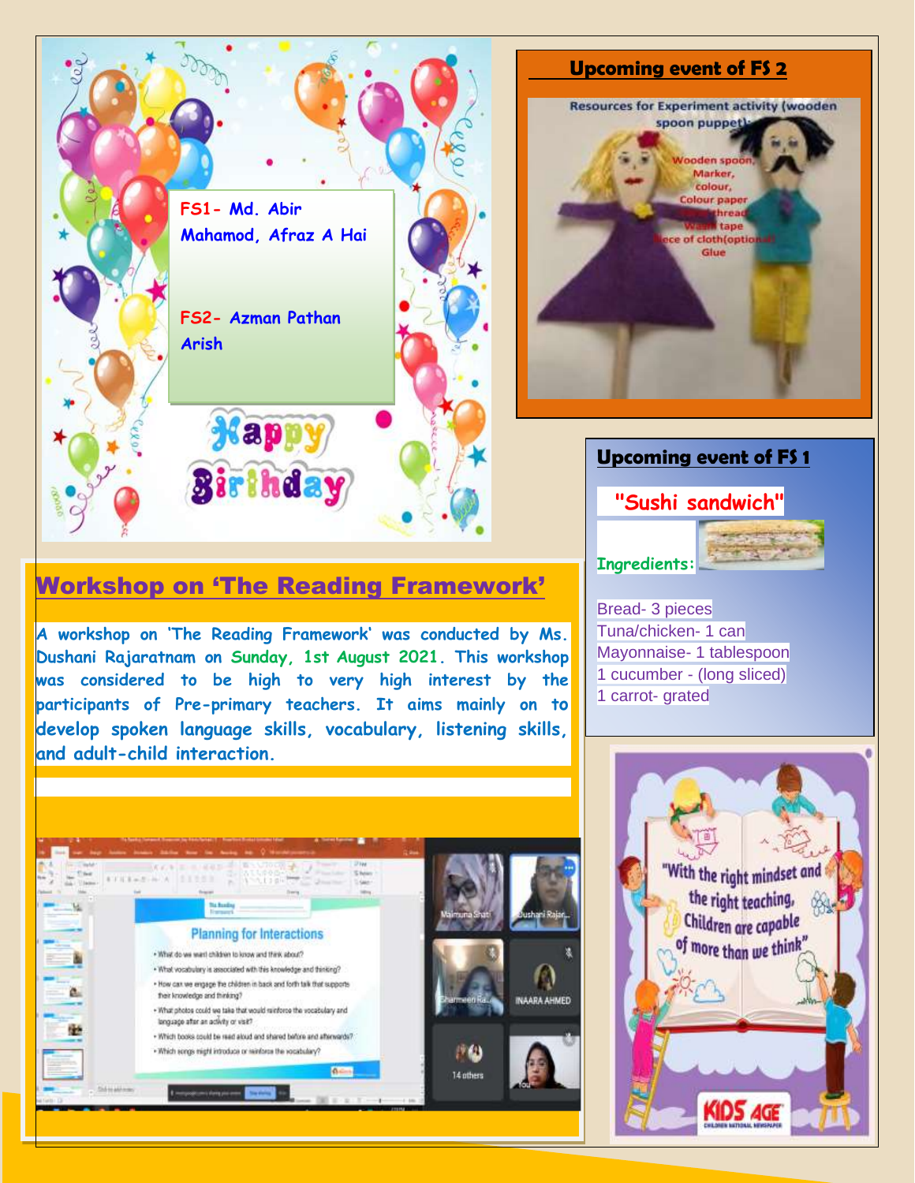FS1- Md. Abir Mahamod, Afraz A Hai

FS2- Azman Pathan Arish

Happy Birthday

## Upcoming event of FS 2

Resources for Experiment activity (wooden spoon puppet):

Wooden spoon, Marker, colour, Colour paper, thread, Washi tape, Piece of cloth(optional), Glue

## Upcoming event of FS 1

"Sushi sandwich"

Ingredients:

Bread- 3 pieces
Tuna/chicken- 1 can
Mayonnaise- 1 tablespoon
1 cucumber - (long sliced)
1 carrot- grated

## Workshop on 'The Reading Framework'

A workshop on 'The Reading Framework' was conducted by Ms. Dushani Rajaratnam on Sunday, 1st August 2021. This workshop was considered to be high to very high interest by the participants of Pre-primary teachers. It aims mainly on to develop spoken language skills, vocabulary, listening skills, and adult-child interaction.

"With the right mindset and the right teaching, Children are capable of more than we think"

KIDS AGE